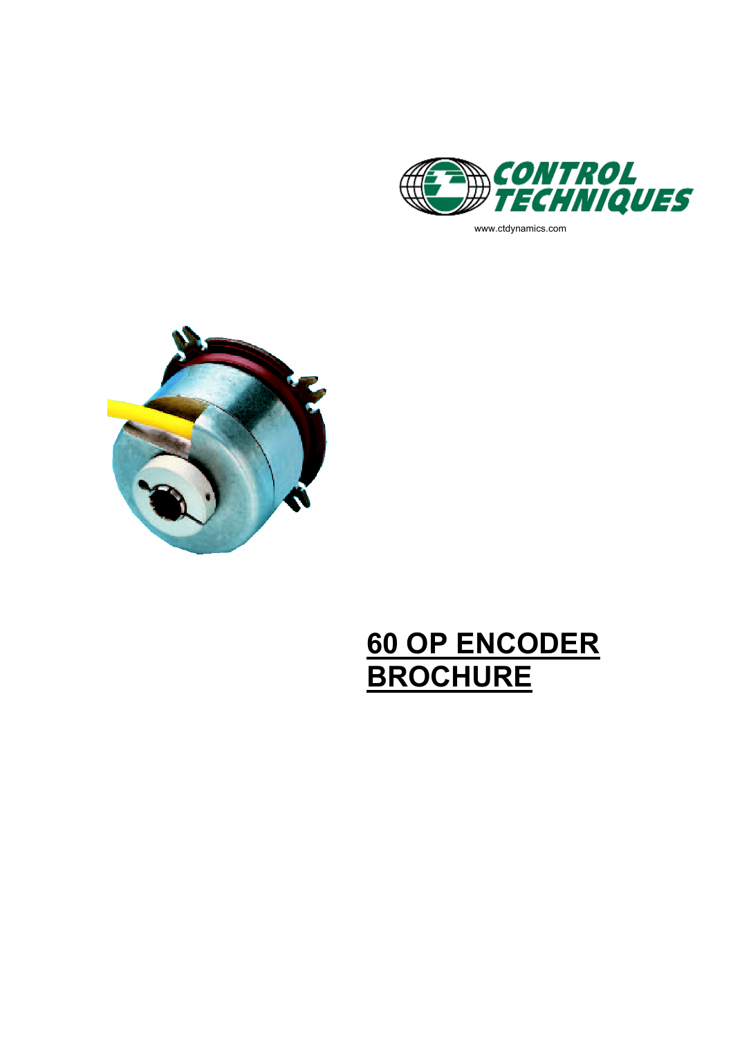CONTROL TECHNIQUES

www.ctdynamics.com

# 60 OP ENCODER BROCHURE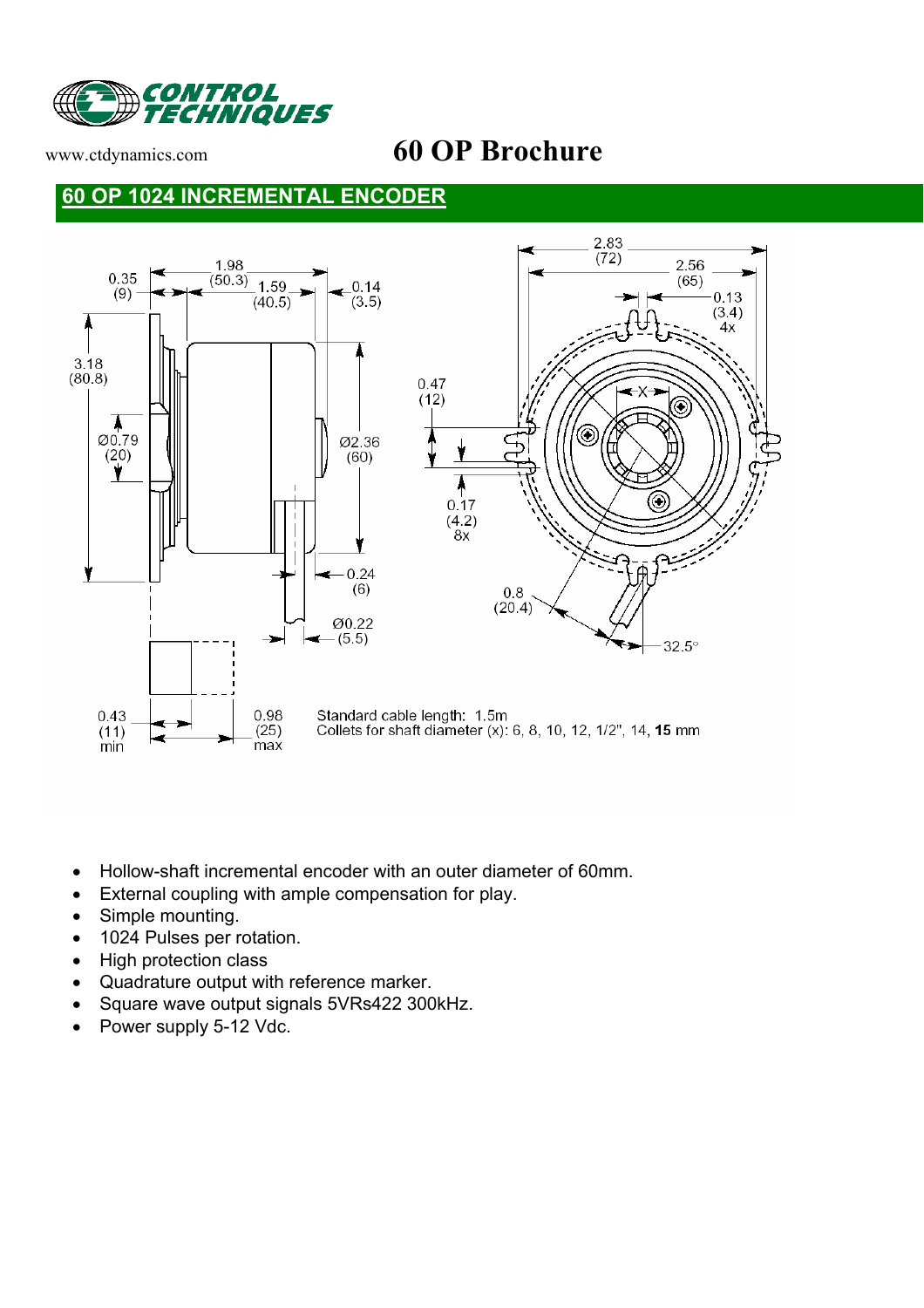www.ctdynamics.com

# 60 OP Brochure

## 60 OP 1024 INCREMENTAL ENCODER

Standard cable length: 1.5m
Collets for shaft diameter (x): 6, 8, 10, 12, 1/2", 14, **15** mm

- Hollow-shaft incremental encoder with an outer diameter of 60mm.
- External coupling with ample compensation for play.
- Simple mounting.
- 1024 Pulses per rotation.
- High protection class
- Quadrature output with reference marker.
- Square wave output signals 5VRs422 300kHz.
- Power supply 5-12 Vdc.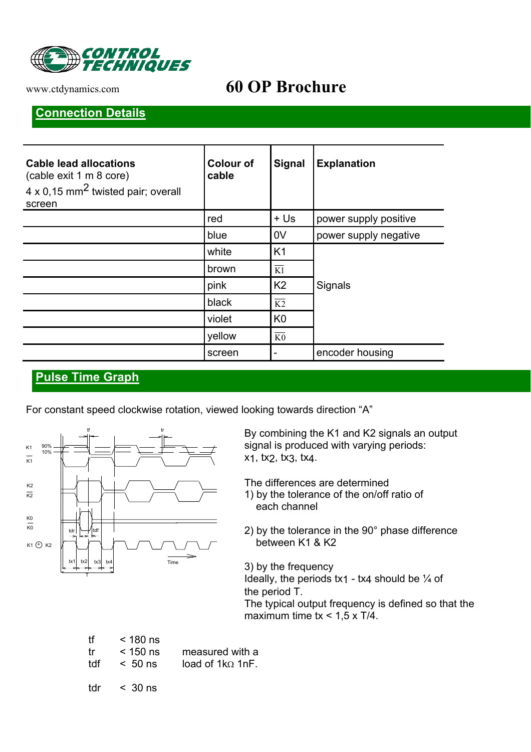# 60 OP Brochure

## Connection Details

| Cable lead allocations (cable exit 1 m 8 core) 4 x 0,15 mm$^2$ twisted pair; overall screen | Colour of cable | Signal | Explanation |
|---|---|---|---|
| | red | + Us | power supply positive |
| | blue | 0V | power supply negative |
| | white | K1 | Signals |
| | brown | $\overline{K1}$ | |
| | pink | K2 | |
| | black | $\overline{K2}$ | |
| | violet | K0 | |
| | yellow | $\overline{K0}$ | |
| | screen | - | encoder housing |

## Pulse Time Graph

For constant speed clockwise rotation, viewed looking towards direction "A"

By combining the K1 and K2 signals an output signal is produced with varying periods: $x_1$, $tx_2$, $tx_3$, $tx_4$.

The differences are determined

1) by the tolerance of the on/off ratio of each channel

2) by the tolerance in the 90° phase difference between K1 & K2

3) by the frequency

Ideally, the periods $tx_1$ - $tx_4$ should be ¼ of the period T.
The typical output frequency is defined so that the maximum time tx < 1,5 x T/4.

| | | |
|---|---|---|
| tf | < 180 ns | |
| tr | < 150 ns | measured with a |
| tdf | < 50 ns | load of 1kΩ 1nF. |
| tdr | < 30 ns | |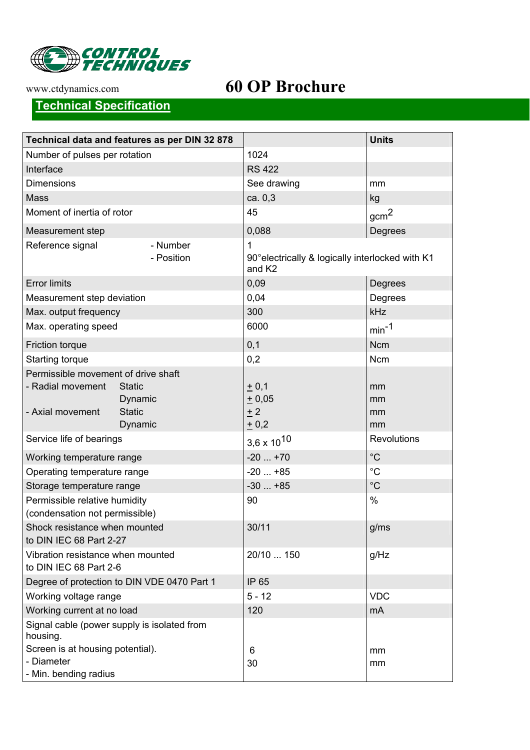www.ctdynamics.com

# 60 OP Brochure

## Technical Specification

| Technical data and features as per DIN 32 878 | | Units |
|---|---|---|
| Number of pulses per rotation | 1024 | |
| Interface | RS 422 | |
| Dimensions | See drawing | mm |
| Mass | ca. 0,3 | kg |
| Moment of inertia of rotor | 45 | $gcm^2$ |
| Measurement step | 0,088 | Degrees |
| Reference signal - Number<br>- Position | 1<br>90°electrically & logically interlocked with K1 and K2 | |
| Error limits | 0,09 | Degrees |
| Measurement step deviation | 0,04 | Degrees |
| Max. output frequency | 300 | kHz |
| Max. operating speed | 6000 | $min^{-1}$ |
| Friction torque | 0,1 | Ncm |
| Starting torque | 0,2 | Ncm |
| Permissible movement of drive shaft<br>- Radial movement Static<br>Dynamic<br>- Axial movement Static<br>Dynamic | <br>± 0,1<br>± 0,05<br>± 2<br>± 0,2 | <br>mm<br>mm<br>mm<br>mm |
| Service life of bearings | $3{,}6 \times 10^{10}$ | Revolutions |
| Working temperature range | -20 ... +70 | °C |
| Operating temperature range | -20 ... +85 | °C |
| Storage temperature range | -30 ... +85 | °C |
| Permissible relative humidity (condensation not permissible) | 90 | % |
| Shock resistance when mounted to DIN IEC 68 Part 2-27 | 30/11 | g/ms |
| Vibration resistance when mounted to DIN IEC 68 Part 2-6 | 20/10 ... 150 | g/Hz |
| Degree of protection to DIN VDE 0470 Part 1 | IP 65 | |
| Working voltage range | 5 - 12 | VDC |
| Working current at no load | 120 | mA |
| Signal cable (power supply is isolated from housing.<br>Screen is at housing potential).<br>- Diameter<br>- Min. bending radius | <br><br>6<br>30 | <br><br>mm<br>mm |